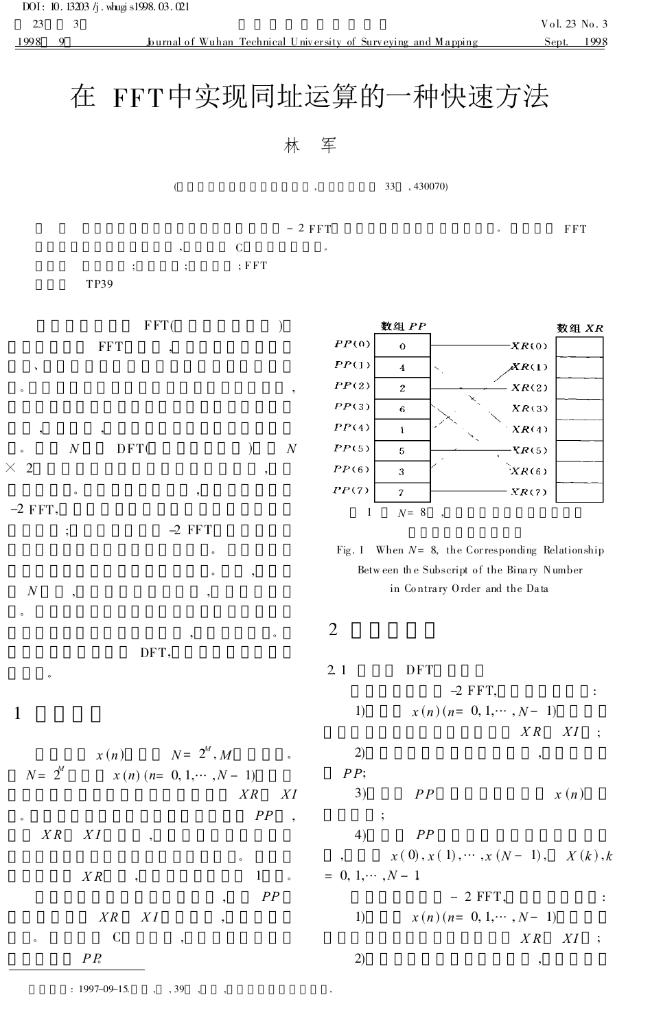DOI: 10.13203/j.whugis1998.03.021

# 在 FFT中实现同址运算的一种快速方法

林　军

( , 33 , 430070)

-2 FFT 。 FFT

, C 。

; ; ; FFT

TP39

FFT( )

FFT ,

、

。 ,

, ,

。 $N$ DFT( ) $N$

$\times$ 2 ,

。 ,

-2 FFT,

; -2 FFT

。

。 ,

$N$ , ,

。

, 。

DFT,

。

## 1

$x(n)$ $N = 2^M$, $M$ 。

$N = 2^M$ $x(n)$ ($n = 0, 1, \cdots, N-1$)

$XR$ $XI$

。 $PP$ ,

$XR$ $XI$ ,

。

$XR$ , 1 。

, $PP$

$XR$ $XI$ ,

。 C ,

$PP$。

| 数组 $PP$ | | 数组 $XR$ |
|---|---|---|
| $PP(0)$ | 0 | $XR(0)$ |
| $PP(1)$ | 4 | $XR(1)$ |
| $PP(2)$ | 2 | $XR(2)$ |
| $PP(3)$ | 6 | $XR(3)$ |
| $PP(4)$ | 1 | $XR(4)$ |
| $PP(5)$ | 5 | $XR(5)$ |
| $PP(6)$ | 3 | $XR(6)$ |
| $PP(7)$ | 7 | $XR(7)$ |

1　$N = 8$ ,

Fig. 1　When $N = 8$, the Corresponding Relationship Between the Subscript of the Binary Number in Contrary Order and the Data

## 2

### 2.1 DFT

-2 FFT, :

1) $x(n)$ ($n = 0, 1, \cdots, N-1$) $XR$ $XI$ ;

2) , $PP$;

3) $PP$ $x(n)$ ;

4) $PP$ , $x(0), x(1), \cdots, x(N-1)$, $X(k)$, $k = 0, 1, \cdots, N-1$

-2 FFT, :

1) $x(n)$ ($n = 0, 1, \cdots, N-1$) $XR$ $XI$ ;

2) ,

: 1997-09-15. , , 39 , , 。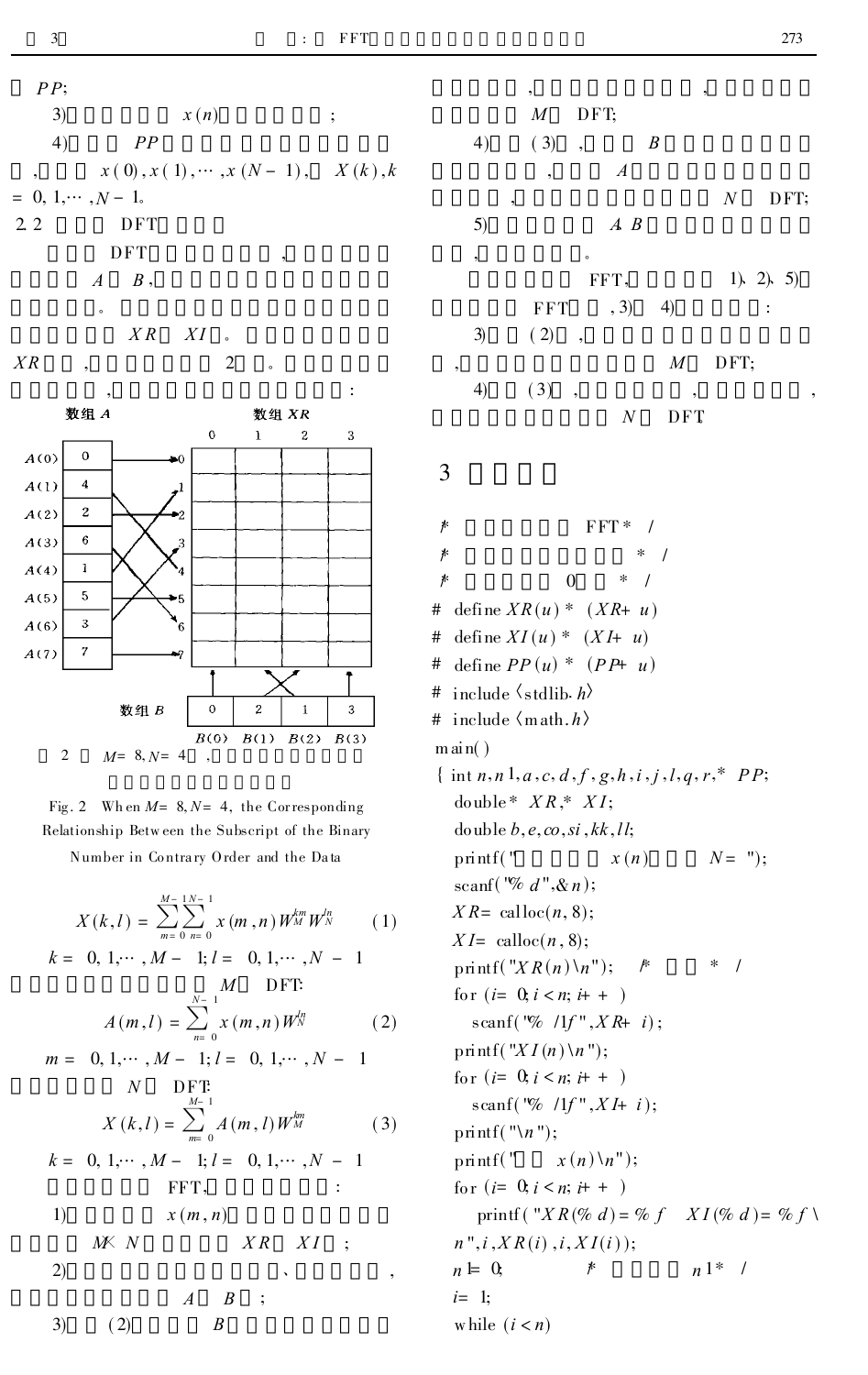PP;

3) $x(n)$ ;

4) PP

, $x(0), x(1), \cdots, x(N-1)$, $X(k), k = 0, 1, \cdots, N-1$。

2.2 DFT

DFT ,

A B,

。

XR XI 。

XR , 2 。

, :

数组 A　　数组 XR

| A | 值 |
|---|---|
| A(0) | 0 |
| A(1) | 4 |
| A(2) | 2 |
| A(3) | 6 |
| A(4) | 1 |
| A(5) | 5 |
| A(6) | 3 |
| A(7) | 7 |

数组 B

| B(0) | B(1) | B(2) | B(3) |
|---|---|---|---|
| 0 | 2 | 1 | 3 |

2 $M=8, N=4$ ,

Fig. 2 When $M=8, N=4$, the Corresponding Relationship Between the Subscript of the Binary Number in Contrary Order and the Data

$$X(k,l) = \sum_{m=0}^{M-1}\sum_{n=0}^{N-1} x(m,n) W_M^{km} W_N^{ln} \qquad (1)$$

$k = 0, 1, \cdots, M-1; l = 0, 1, \cdots, N-1$

M DFT:

$$A(m,l) = \sum_{n=0}^{N-1} x(m,n) W_N^{ln} \qquad (2)$$

$m = 0, 1, \cdots, M-1; l = 0, 1, \cdots, N-1$

N DFT:

$$X(k,l) = \sum_{m=0}^{M-1} A(m,l) W_M^{km} \qquad (3)$$

$k = 0, 1, \cdots, M-1; l = 0, 1, \cdots, N-1$

FFT, :

1) $x(m,n)$

$M \times N$ XR XI ;

2) 、 ,

A B ;

3) (2) B

, , ,

M DFT;

4) (3) , B

, A

, N DFT;

5) A. B

, 。

FFT, 1)、2)、5)

FFT , 3) 4) :

3) (2) ,

, M DFT;

4) (3) , , ,

N DFT

## 3

```
/*            FFT */
/*                  */
/*         0        */
# define XR(u) * (XR+ u)
# define XI(u) * (XI+ u)
# define PP(u) * (PP+ u)
# include <stdlib.h>
# include <math.h>
main()
{ int n,n1,a,c,d,f,g,h,i,j,l,q,r,* PP;
  double * XR,* XI;
  double b,e,co,si,kk,ll;
  printf("         x(n)       N= ");
  scanf("%d",&n);
  XR= calloc(n,8);
  XI= calloc(n,8);
  printf("XR(n)\n");    /*      */
  for (i= 0; i<n; i++ )
    scanf("%lf",XR+ i);
  printf("XI(n)\n");
  for (i= 0; i<n; i++ )
    scanf("%lf",XI+ i);
  printf("\n");
  printf("    x(n)\n");
  for (i= 0; i<n; i++ )
    printf("XR(%d)= %f    XI(%d)= %f\
n",i,XR(i),i,XI(i));
  n1= 0;         /*         n1 */
  i= 1;
  while (i<n)
```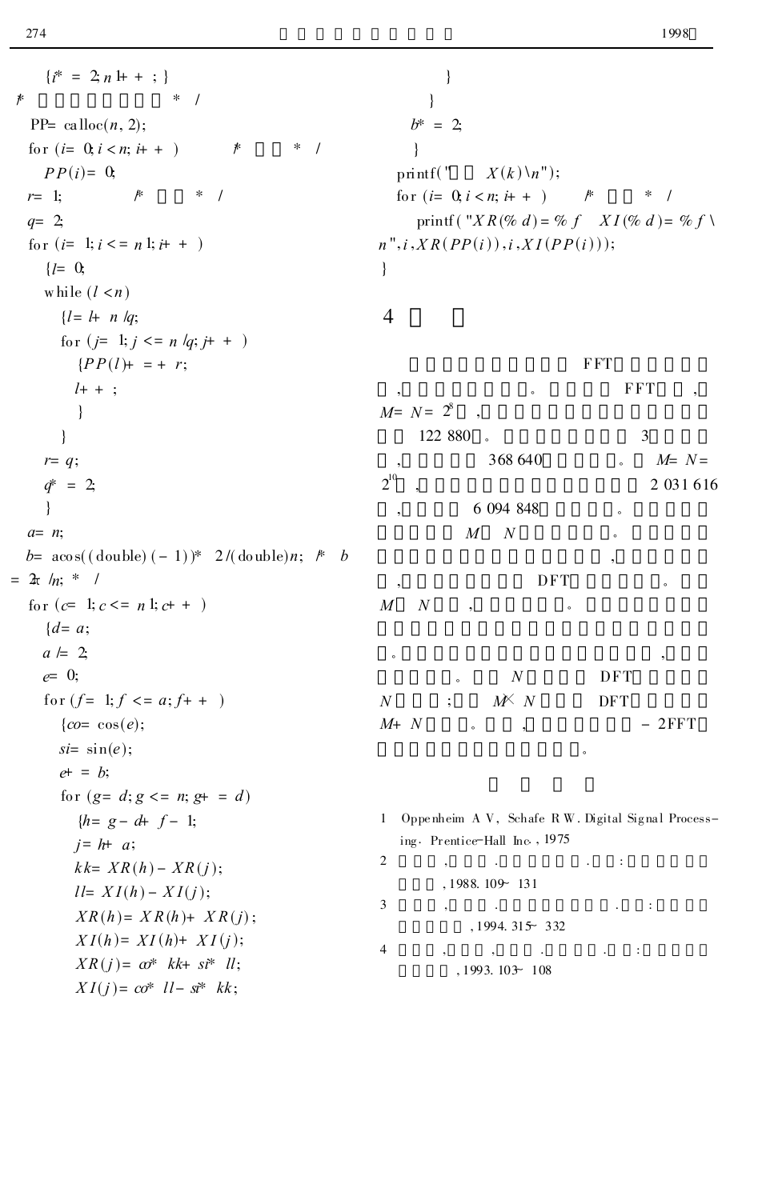```
    {i* = 2; n 1+ + ; }
/*                  * /
  PP= calloc(n, 2);
  for (i= 0; i < n; i+ + )          /*      * /
     PP(i)= 0;
  r= 1;            /*     * /
  q= 2;
  for (i= 1; i < = n 1; i+ + )
     {l= 0;
      while (l < n)
        {l= l+ n /q;
         for (j= 1; j <= n /q; j+ + )
           {PP(l)+ = + r;
            l+ + ;
           }
        }
      r= q;
      q* = 2;
     }
  a= n;
  b= acos((double)(- 1))* 2/(double)n;  /* b = 2π /n; * /
  for (c= 1; c <= n 1; c+ + )
     {d= a;
      a /= 2;
      e= 0;
      for (f= 1; f <= a; f+ + )
        {co= cos(e);
         si= sin(e);
         e+ = b;
         for (g= d; g <= n; g+ = d)
           {h= g - d+ f - 1;
            j= h+ a;
            kk= XR(h) - XR(j);
            ll= XI(h) - XI(j);
            XR(h)= XR(h)+ XR(j);
            XI(h)= XI(h)+ XI(j);
            XR(j)= co* kk+ si* ll;
            XI(j)= co* ll - si* kk;
           }
        }
      b* = 2;
     }
  printf("    X(k)\n");
  for (i= 0; i < n; i+ + )        /*      * /
     printf("XR(%d)= %f   XI(%d)= %f \n", i, XR(PP(i)), i, XI(PP(i)));
}
```

## 4

FFT ，。 FFT ， $M = N = 2^8$ ， 122 880 。 3 ， 368 640 。 $M = N = 2^{10}$ ， 2 031 616 ， 6 094 848 。 $M$ $N$ 。 ， ， DFT 。 $M$ $N$ ， 。 。 ， 。 $N$ DFT $N$ ； $M \times N$ DFT $M + N$ 。 ， - 2FFT 。

## 

1. Oppenheim A V, Schafe R W. Digital Signal Processing. Prentice-Hall Inc., 1975
2. , . . : , 1988. 109～131
3. , . . : , 1994. 315～332
4. , , . . : , 1993. 103～108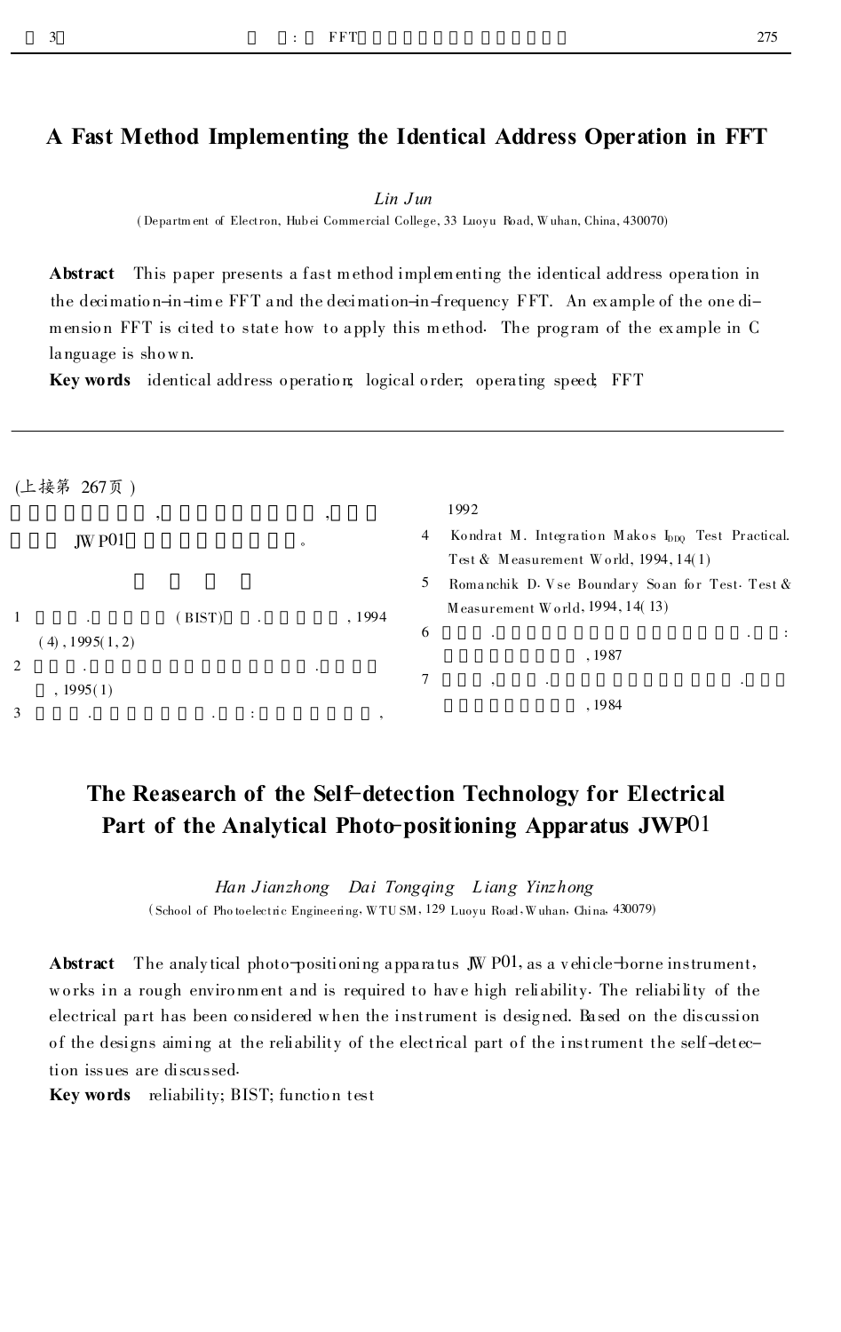## A Fast Method Implementing the Identical Address Operation in FFT

*Lin Jun*

(Department of Electron, Hubei Commercial College, 33 Luoyu Road, Wuhan, China, 430070)

**Abstract** This paper presents a fast method implementing the identical address operation in the decimation-in-time FFT and the decimation-in-frequency FFT. An example of the one dimension FFT is cited to state how to apply this method. The program of the example in C language is shown.

**Key words** identical address operation; logical order; operating speed; FFT

---

(上接第 267页)

，，JWP01。

1 .(BIST).，1994(4)，1995(1，2)

2 ..，1995(1)

3 ..：，1992

4 Kondrat M. Integration Makos $I_{DDQ}$ Test Practical. Test & Measurement World, 1994, 14(1)

5 Romanchik D. Vse Boundary Soan for Test. Test & Measurement World, 1994, 14(13)

6 ..：，1987

7 ，..，1984

## The Reasearch of the Self-detection Technology for Electrical Part of the Analytical Photo-positioning Apparatus JWP01

*Han Jianzhong　Dai Tongqing　Liang Yinzhong*

(School of Photoelectric Engineering, WTUSM, 129 Luoyu Road, Wuhan, China, 430079)

**Abstract** The analytical photo-positioning apparatus JWP01, as a vehicle-borne instrument, works in a rough environment and is required to have high reliability. The reliability of the electrical part has been considered when the instrument is designed. Based on the discussion of the designs aiming at the reliability of the electrical part of the instrument the self-detection issues are discussed.

**Key words** reliability; BIST; function test